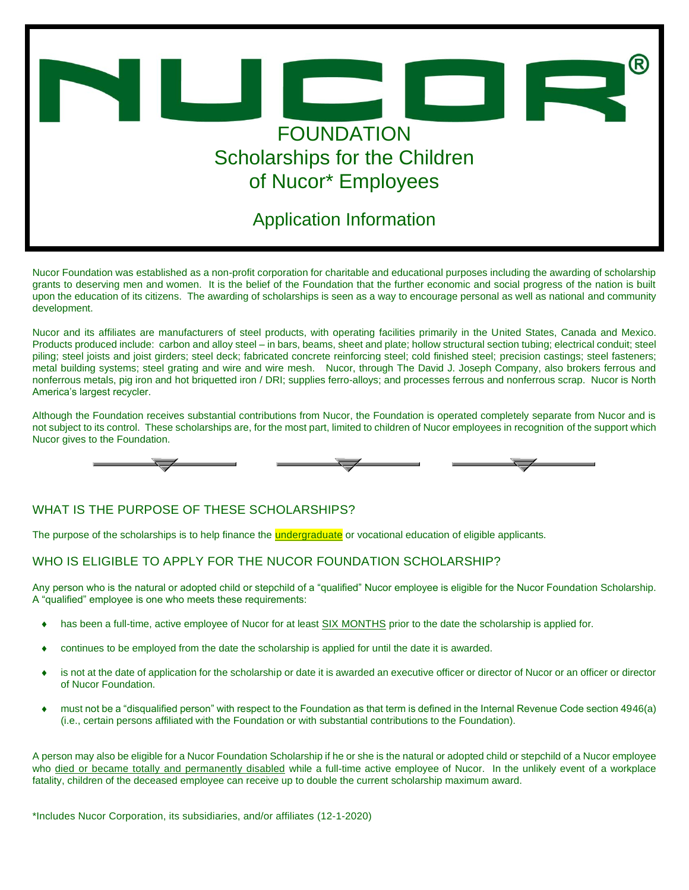# NUCOR®

## FOUNDATION
## Scholarships for the Children of Nucor* Employees

## Application Information

Nucor Foundation was established as a non-profit corporation for charitable and educational purposes including the awarding of scholarship grants to deserving men and women. It is the belief of the Foundation that the further economic and social progress of the nation is built upon the education of its citizens. The awarding of scholarships is seen as a way to encourage personal as well as national and community development.

Nucor and its affiliates are manufacturers of steel products, with operating facilities primarily in the United States, Canada and Mexico. Products produced include: carbon and alloy steel – in bars, beams, sheet and plate; hollow structural section tubing; electrical conduit; steel piling; steel joists and joist girders; steel deck; fabricated concrete reinforcing steel; cold finished steel; precision castings; steel fasteners; metal building systems; steel grating and wire and wire mesh. Nucor, through The David J. Joseph Company, also brokers ferrous and nonferrous metals, pig iron and hot briquetted iron / DRI; supplies ferro-alloys; and processes ferrous and nonferrous scrap. Nucor is North America's largest recycler.

Although the Foundation receives substantial contributions from Nucor, the Foundation is operated completely separate from Nucor and is not subject to its control. These scholarships are, for the most part, limited to children of Nucor employees in recognition of the support which Nucor gives to the Foundation.

### WHAT IS THE PURPOSE OF THESE SCHOLARSHIPS?

The purpose of the scholarships is to help finance the undergraduate or vocational education of eligible applicants.

### WHO IS ELIGIBLE TO APPLY FOR THE NUCOR FOUNDATION SCHOLARSHIP?

Any person who is the natural or adopted child or stepchild of a "qualified" Nucor employee is eligible for the Nucor Foundation Scholarship. A "qualified" employee is one who meets these requirements:

- has been a full-time, active employee of Nucor for at least SIX MONTHS prior to the date the scholarship is applied for.
- continues to be employed from the date the scholarship is applied for until the date it is awarded.
- is not at the date of application for the scholarship or date it is awarded an executive officer or director of Nucor or an officer or director of Nucor Foundation.
- must not be a "disqualified person" with respect to the Foundation as that term is defined in the Internal Revenue Code section 4946(a) (i.e., certain persons affiliated with the Foundation or with substantial contributions to the Foundation).

A person may also be eligible for a Nucor Foundation Scholarship if he or she is the natural or adopted child or stepchild of a Nucor employee who died or became totally and permanently disabled while a full-time active employee of Nucor. In the unlikely event of a workplace fatality, children of the deceased employee can receive up to double the current scholarship maximum award.

*Includes Nucor Corporation, its subsidiaries, and/or affiliates (12-1-2020)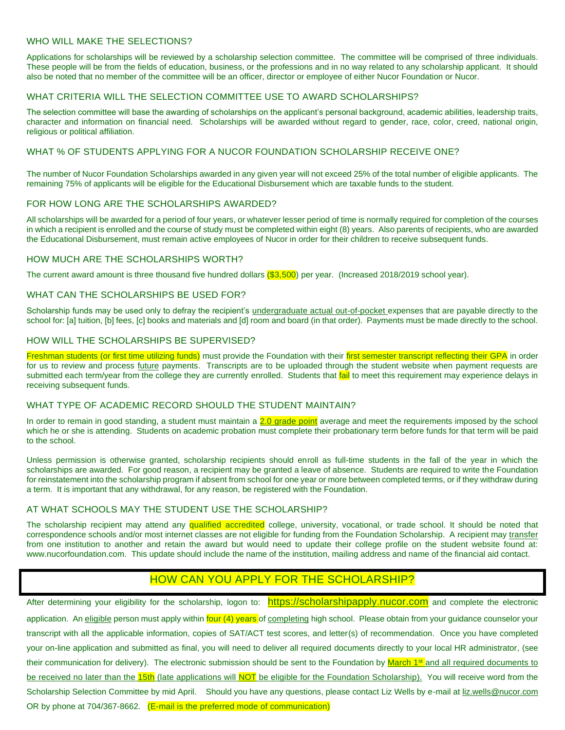## WHO WILL MAKE THE SELECTIONS?

Applications for scholarships will be reviewed by a scholarship selection committee. The committee will be comprised of three individuals. These people will be from the fields of education, business, or the professions and in no way related to any scholarship applicant. It should also be noted that no member of the committee will be an officer, director or employee of either Nucor Foundation or Nucor.

## WHAT CRITERIA WILL THE SELECTION COMMITTEE USE TO AWARD SCHOLARSHIPS?

The selection committee will base the awarding of scholarships on the applicant's personal background, academic abilities, leadership traits, character and information on financial need. Scholarships will be awarded without regard to gender, race, color, creed, national origin, religious or political affiliation.

## WHAT % OF STUDENTS APPLYING FOR A NUCOR FOUNDATION SCHOLARSHIP RECEIVE ONE?

The number of Nucor Foundation Scholarships awarded in any given year will not exceed 25% of the total number of eligible applicants. The remaining 75% of applicants will be eligible for the Educational Disbursement which are taxable funds to the student.

## FOR HOW LONG ARE THE SCHOLARSHIPS AWARDED?

All scholarships will be awarded for a period of four years, or whatever lesser period of time is normally required for completion of the courses in which a recipient is enrolled and the course of study must be completed within eight (8) years. Also parents of recipients, who are awarded the Educational Disbursement, must remain active employees of Nucor in order for their children to receive subsequent funds.

## HOW MUCH ARE THE SCHOLARSHIPS WORTH?

The current award amount is three thousand five hundred dollars ($3,500) per year. (Increased 2018/2019 school year).

## WHAT CAN THE SCHOLARSHIPS BE USED FOR?

Scholarship funds may be used only to defray the recipient's undergraduate actual out-of-pocket expenses that are payable directly to the school for: [a] tuition, [b] fees, [c] books and materials and [d] room and board (in that order). Payments must be made directly to the school.

## HOW WILL THE SCHOLARSHIPS BE SUPERVISED?

Freshman students (or first time utilizing funds) must provide the Foundation with their first semester transcript reflecting their GPA in order for us to review and process future payments. Transcripts are to be uploaded through the student website when payment requests are submitted each term/year from the college they are currently enrolled. Students that fail to meet this requirement may experience delays in receiving subsequent funds.

## WHAT TYPE OF ACADEMIC RECORD SHOULD THE STUDENT MAINTAIN?

In order to remain in good standing, a student must maintain a 2.0 grade point average and meet the requirements imposed by the school which he or she is attending. Students on academic probation must complete their probationary term before funds for that term will be paid to the school.

Unless permission is otherwise granted, scholarship recipients should enroll as full-time students in the fall of the year in which the scholarships are awarded. For good reason, a recipient may be granted a leave of absence. Students are required to write the Foundation for reinstatement into the scholarship program if absent from school for one year or more between completed terms, or if they withdraw during a term. It is important that any withdrawal, for any reason, be registered with the Foundation.

## AT WHAT SCHOOLS MAY THE STUDENT USE THE SCHOLARSHIP?

The scholarship recipient may attend any qualified accredited college, university, vocational, or trade school. It should be noted that correspondence schools and/or most internet classes are not eligible for funding from the Foundation Scholarship. A recipient may transfer from one institution to another and retain the award but would need to update their college profile on the student website found at: www.nucorfoundation.com. This update should include the name of the institution, mailing address and name of the financial aid contact.

## HOW CAN YOU APPLY FOR THE SCHOLARSHIP?

After determining your eligibility for the scholarship, logon to: https://scholarshipapply.nucor.com and complete the electronic application. An eligible person must apply within four (4) years of completing high school. Please obtain from your guidance counselor your transcript with all the applicable information, copies of SAT/ACT test scores, and letter(s) of recommendation. Once you have completed your on-line application and submitted as final, you will need to deliver all required documents directly to your local HR administrator, (see their communication for delivery). The electronic submission should be sent to the Foundation by March 1st and all required documents to be received no later than the 15th (late applications will NOT be eligible for the Foundation Scholarship). You will receive word from the Scholarship Selection Committee by mid April. Should you have any questions, please contact Liz Wells by e-mail at liz.wells@nucor.com OR by phone at 704/367-8662. (E-mail is the preferred mode of communication)